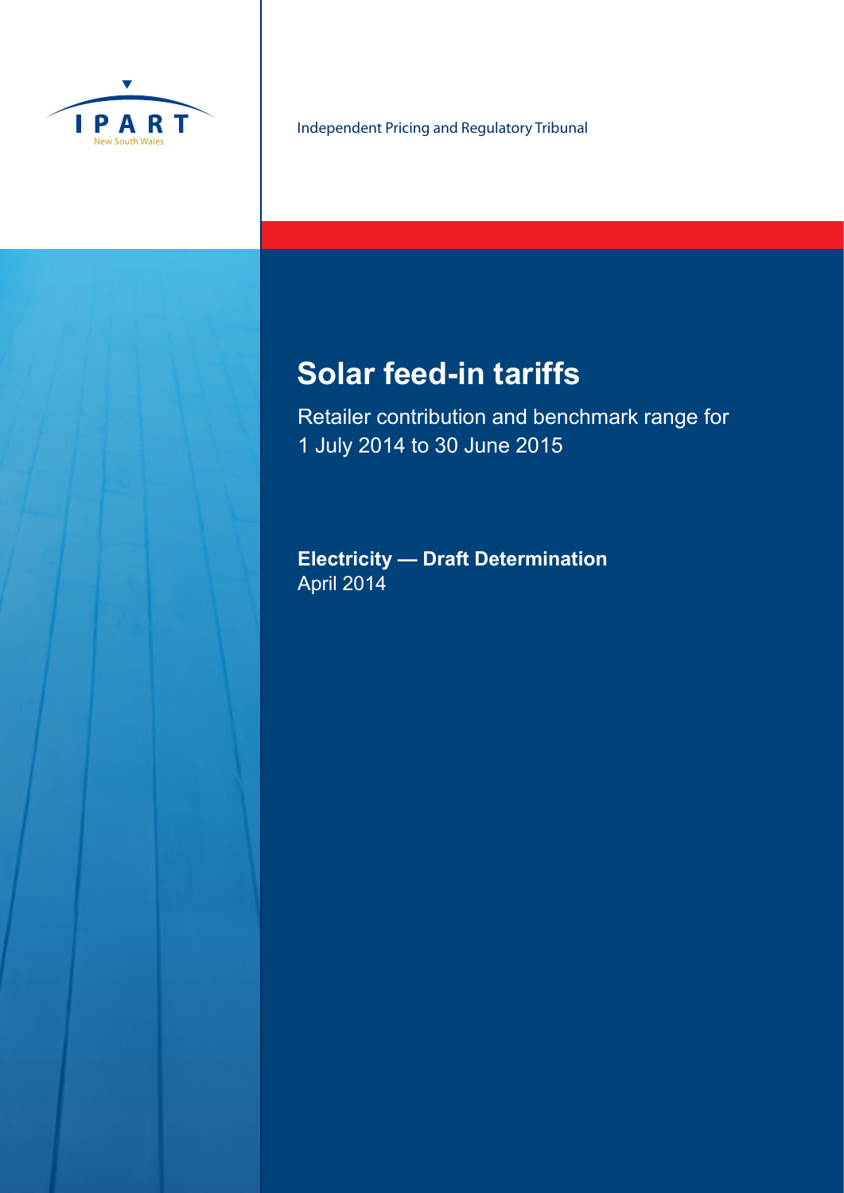IPART

New South Wales

Independent Pricing and Regulatory Tribunal

# Solar feed-in tariffs

Retailer contribution and benchmark range for 1 July 2014 to 30 June 2015

**Electricity — Draft Determination**
April 2014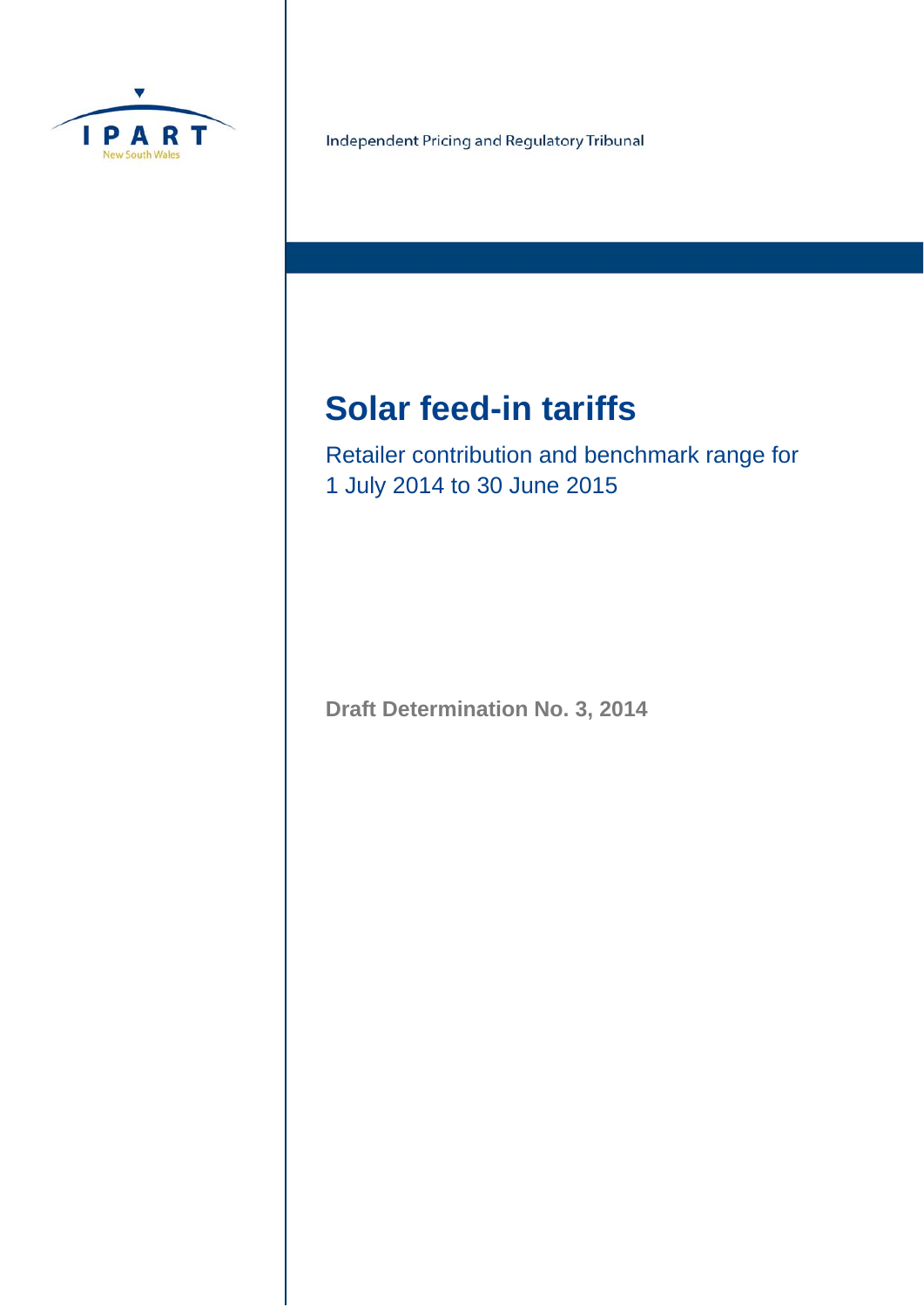IPART

New South Wales

Independent Pricing and Regulatory Tribunal

# Solar feed-in tariffs

## Retailer contribution and benchmark range for 1 July 2014 to 30 June 2015

**Draft Determination No. 3, 2014**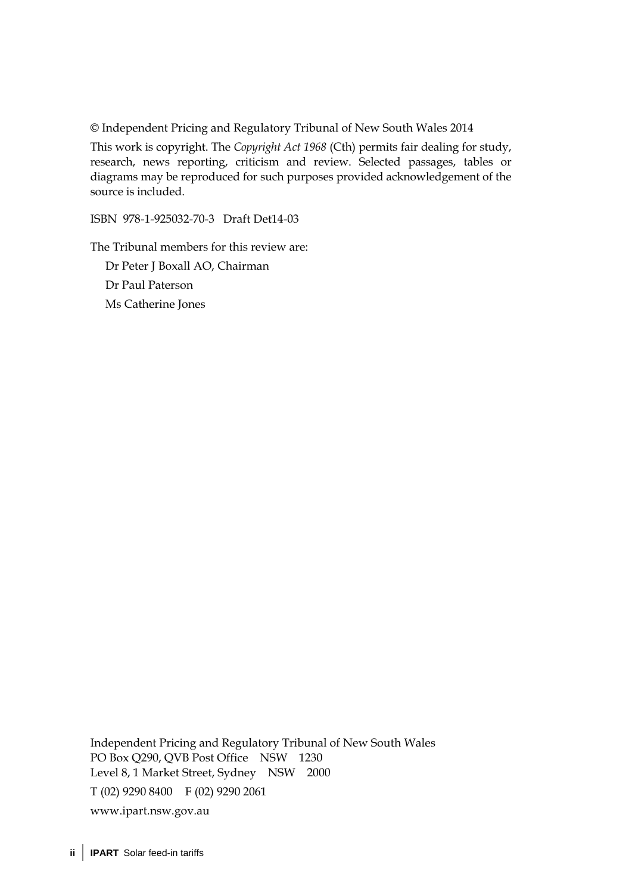© Independent Pricing and Regulatory Tribunal of New South Wales 2014

This work is copyright. The *Copyright Act 1968* (Cth) permits fair dealing for study, research, news reporting, criticism and review. Selected passages, tables or diagrams may be reproduced for such purposes provided acknowledgement of the source is included.

ISBN 978-1-925032-70-3 Draft Det14-03

The Tribunal members for this review are:

Dr Peter J Boxall AO, Chairman

Dr Paul Paterson

Ms Catherine Jones

Independent Pricing and Regulatory Tribunal of New South Wales
PO Box Q290, QVB Post Office NSW 1230
Level 8, 1 Market Street, Sydney NSW 2000

T (02) 9290 8400 F (02) 9290 2061

www.ipart.nsw.gov.au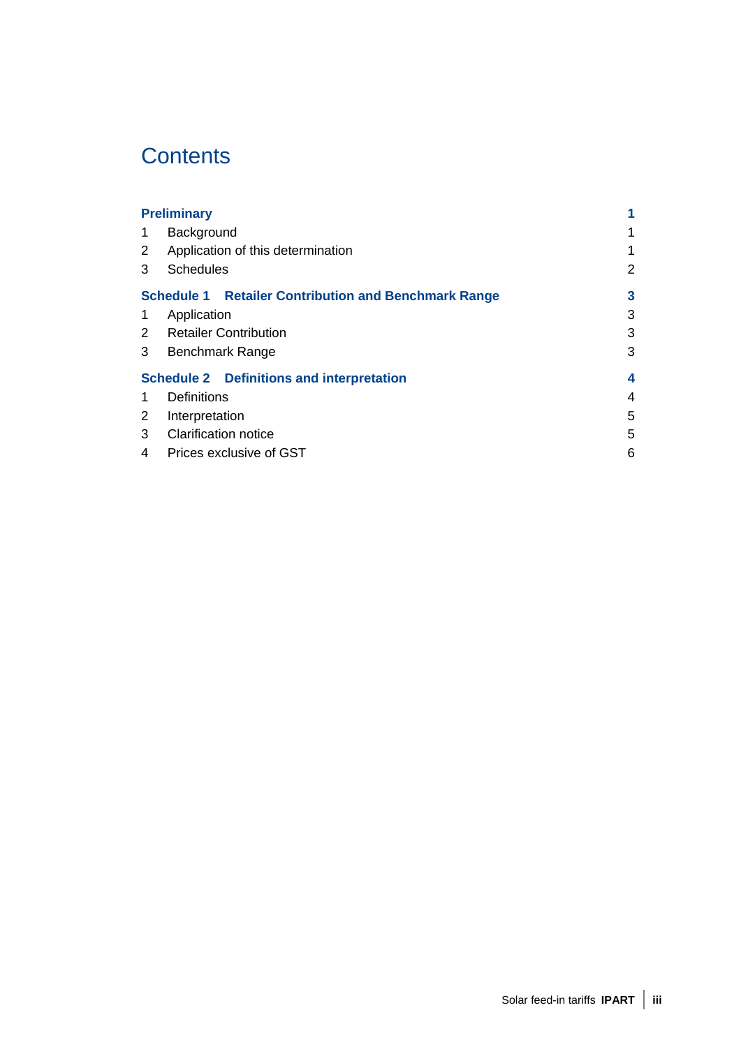# Contents

| | | |
|---|---|---|
| **Preliminary** | | **1** |
| 1 | Background | 1 |
| 2 | Application of this determination | 1 |
| 3 | Schedules | 2 |
| **Schedule 1** | **Retailer Contribution and Benchmark Range** | **3** |
| 1 | Application | 3 |
| 2 | Retailer Contribution | 3 |
| 3 | Benchmark Range | 3 |
| **Schedule 2** | **Definitions and interpretation** | **4** |
| 1 | Definitions | 4 |
| 2 | Interpretation | 5 |
| 3 | Clarification notice | 5 |
| 4 | Prices exclusive of GST | 6 |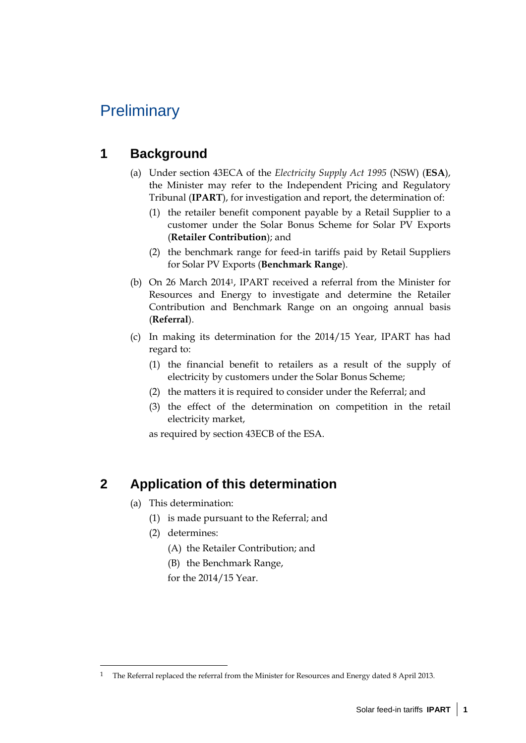# Preliminary

## 1 Background

(a) Under section 43ECA of the *Electricity Supply Act 1995* (NSW) (**ESA**), the Minister may refer to the Independent Pricing and Regulatory Tribunal (**IPART**), for investigation and report, the determination of:

(1) the retailer benefit component payable by a Retail Supplier to a customer under the Solar Bonus Scheme for Solar PV Exports (**Retailer Contribution**); and

(2) the benchmark range for feed-in tariffs paid by Retail Suppliers for Solar PV Exports (**Benchmark Range**).

(b) On 26 March 2014[1], IPART received a referral from the Minister for Resources and Energy to investigate and determine the Retailer Contribution and Benchmark Range on an ongoing annual basis (**Referral**).

(c) In making its determination for the 2014/15 Year, IPART has had regard to:

(1) the financial benefit to retailers as a result of the supply of electricity by customers under the Solar Bonus Scheme;

(2) the matters it is required to consider under the Referral; and

(3) the effect of the determination on competition in the retail electricity market,

as required by section 43ECB of the ESA.

## 2 Application of this determination

(a) This determination:

(1) is made pursuant to the Referral; and

(2) determines:

(A) the Retailer Contribution; and

(B) the Benchmark Range,

for the 2014/15 Year.

---

[1] The Referral replaced the referral from the Minister for Resources and Energy dated 8 April 2013.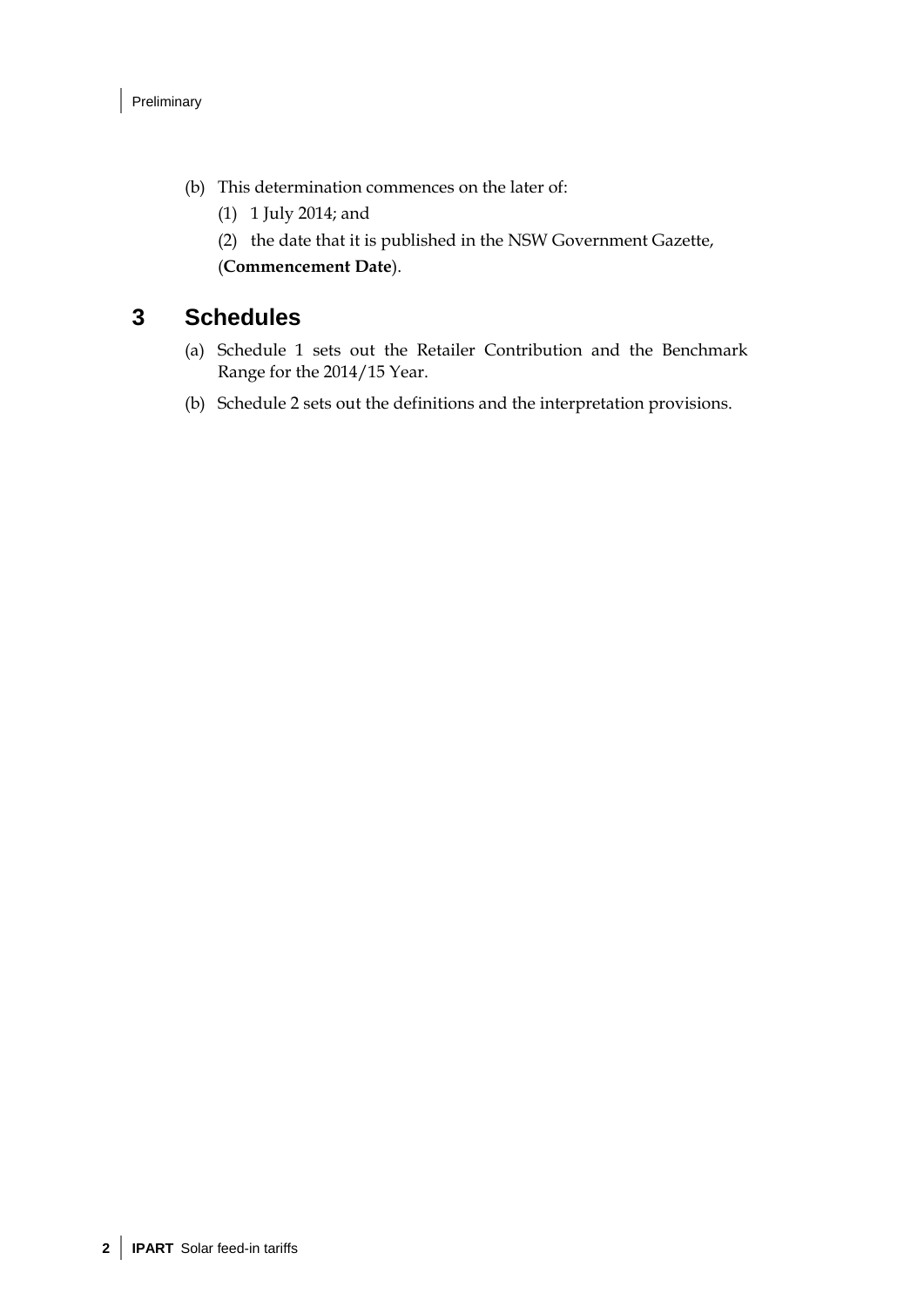(b) This determination commences on the later of:

  (1) 1 July 2014; and

  (2) the date that it is published in the NSW Government Gazette,

  (**Commencement Date**).

## 3 Schedules

(a) Schedule 1 sets out the Retailer Contribution and the Benchmark Range for the 2014/15 Year.

(b) Schedule 2 sets out the definitions and the interpretation provisions.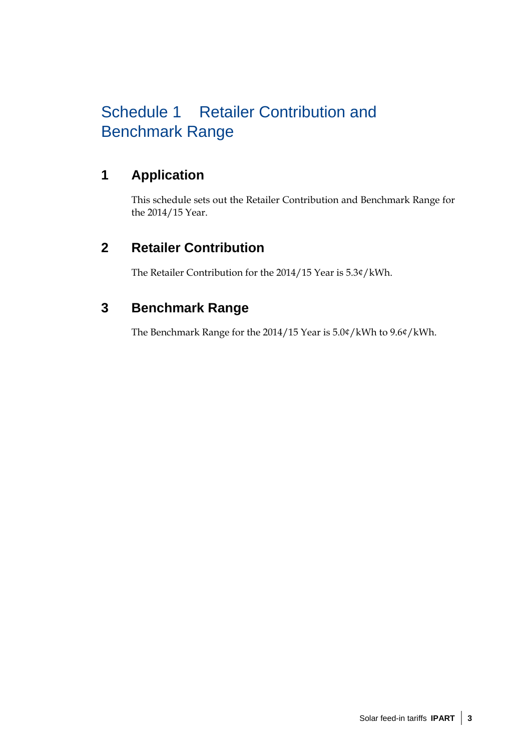# Schedule 1 Retailer Contribution and Benchmark Range

## 1 Application

This schedule sets out the Retailer Contribution and Benchmark Range for the 2014/15 Year.

## 2 Retailer Contribution

The Retailer Contribution for the 2014/15 Year is 5.3¢/kWh.

## 3 Benchmark Range

The Benchmark Range for the 2014/15 Year is 5.0¢/kWh to 9.6¢/kWh.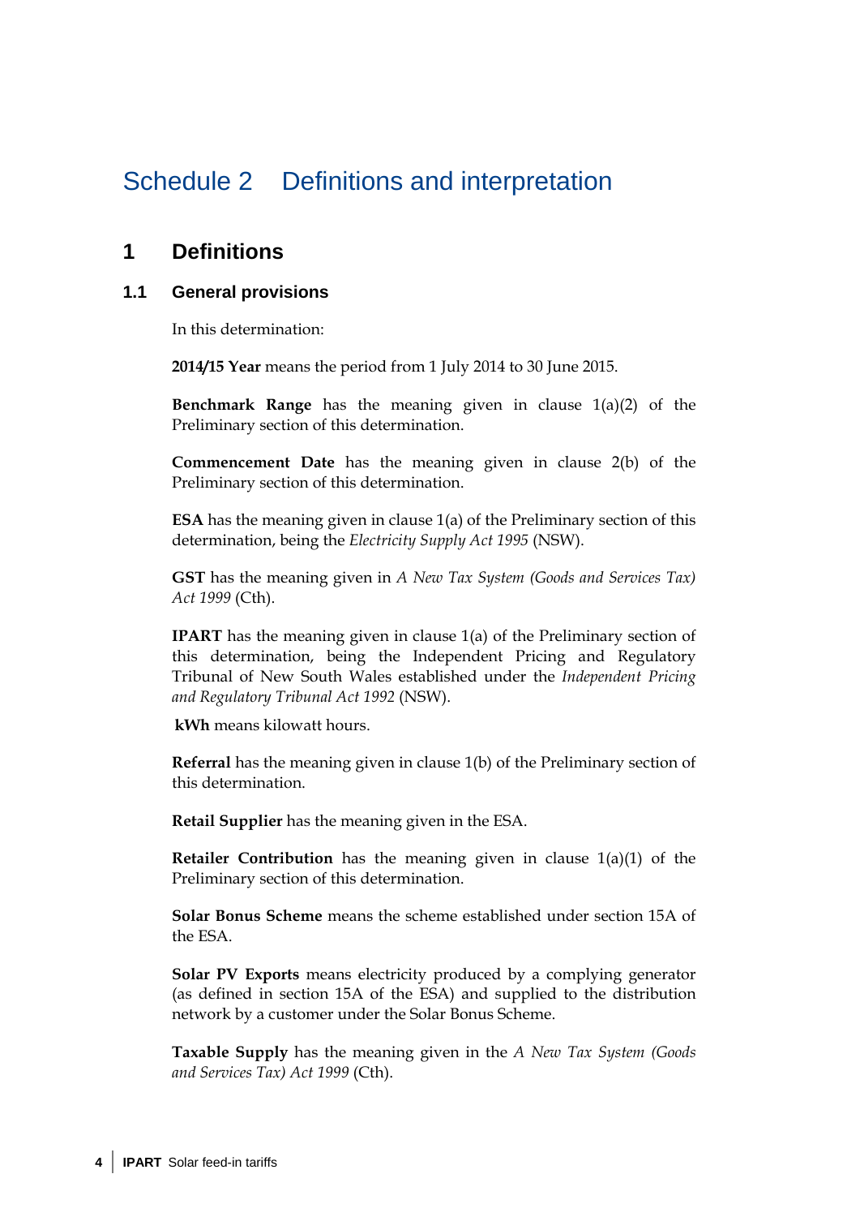# Schedule 2 Definitions and interpretation

## 1 Definitions

### 1.1 General provisions

In this determination:

**2014/15 Year** means the period from 1 July 2014 to 30 June 2015.

**Benchmark Range** has the meaning given in clause 1(a)(2) of the Preliminary section of this determination.

**Commencement Date** has the meaning given in clause 2(b) of the Preliminary section of this determination.

**ESA** has the meaning given in clause 1(a) of the Preliminary section of this determination, being the *Electricity Supply Act 1995* (NSW).

**GST** has the meaning given in *A New Tax System (Goods and Services Tax) Act 1999* (Cth).

**IPART** has the meaning given in clause 1(a) of the Preliminary section of this determination, being the Independent Pricing and Regulatory Tribunal of New South Wales established under the *Independent Pricing and Regulatory Tribunal Act 1992* (NSW).

**kWh** means kilowatt hours.

**Referral** has the meaning given in clause 1(b) of the Preliminary section of this determination.

**Retail Supplier** has the meaning given in the ESA.

**Retailer Contribution** has the meaning given in clause 1(a)(1) of the Preliminary section of this determination.

**Solar Bonus Scheme** means the scheme established under section 15A of the ESA.

**Solar PV Exports** means electricity produced by a complying generator (as defined in section 15A of the ESA) and supplied to the distribution network by a customer under the Solar Bonus Scheme.

**Taxable Supply** has the meaning given in the *A New Tax System (Goods and Services Tax) Act 1999* (Cth).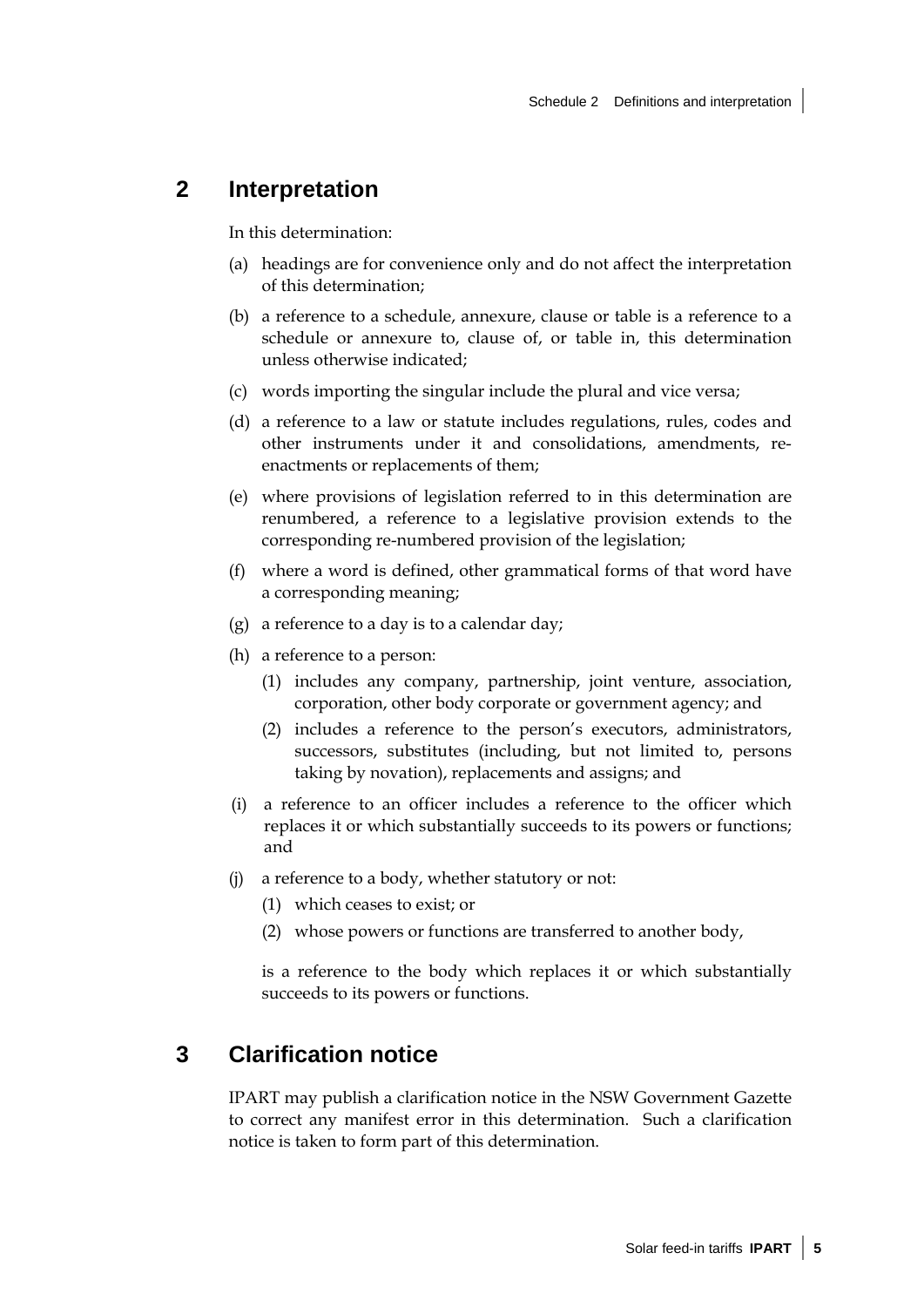## 2 Interpretation

In this determination:

(a) headings are for convenience only and do not affect the interpretation of this determination;

(b) a reference to a schedule, annexure, clause or table is a reference to a schedule or annexure to, clause of, or table in, this determination unless otherwise indicated;

(c) words importing the singular include the plural and vice versa;

(d) a reference to a law or statute includes regulations, rules, codes and other instruments under it and consolidations, amendments, re-enactments or replacements of them;

(e) where provisions of legislation referred to in this determination are renumbered, a reference to a legislative provision extends to the corresponding re-numbered provision of the legislation;

(f) where a word is defined, other grammatical forms of that word have a corresponding meaning;

(g) a reference to a day is to a calendar day;

(h) a reference to a person:

  (1) includes any company, partnership, joint venture, association, corporation, other body corporate or government agency; and

  (2) includes a reference to the person's executors, administrators, successors, substitutes (including, but not limited to, persons taking by novation), replacements and assigns; and

(i) a reference to an officer includes a reference to the officer which replaces it or which substantially succeeds to its powers or functions; and

(j) a reference to a body, whether statutory or not:

  (1) which ceases to exist; or

  (2) whose powers or functions are transferred to another body,

  is a reference to the body which replaces it or which substantially succeeds to its powers or functions.

## 3 Clarification notice

IPART may publish a clarification notice in the NSW Government Gazette to correct any manifest error in this determination. Such a clarification notice is taken to form part of this determination.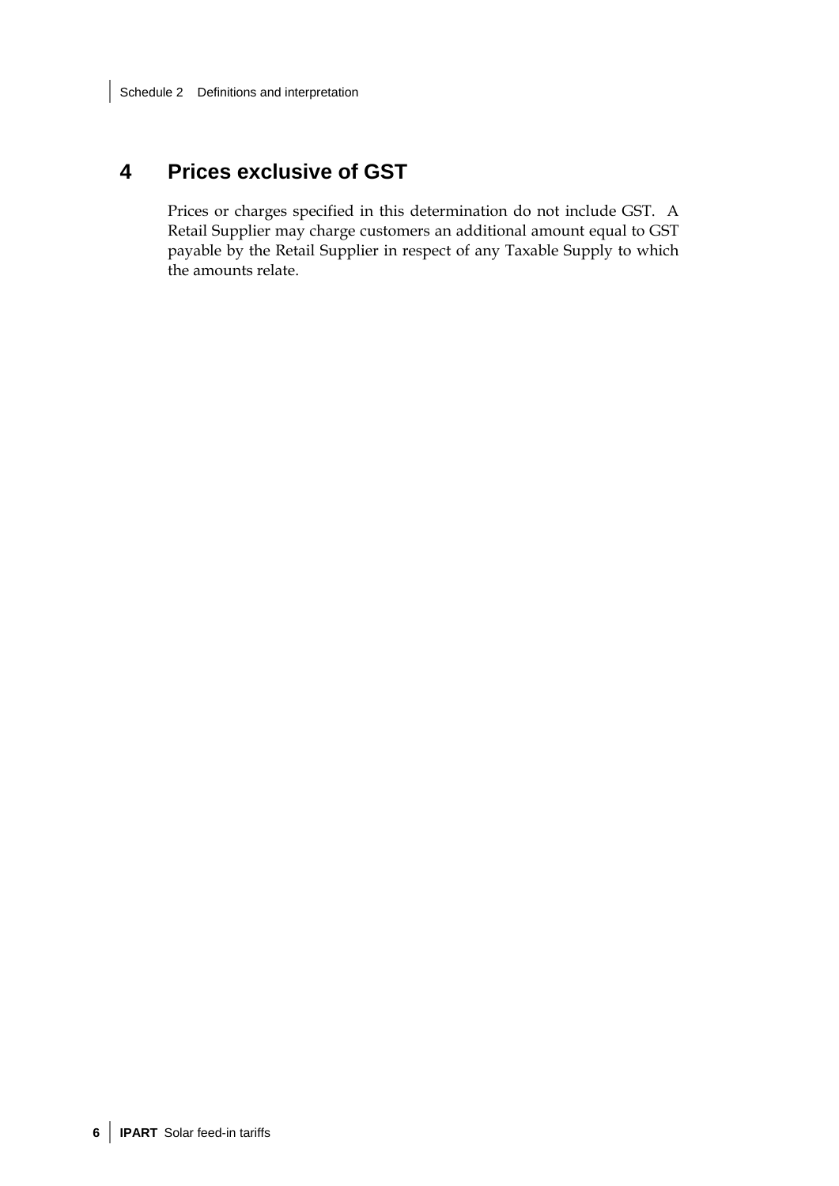## 4 Prices exclusive of GST

Prices or charges specified in this determination do not include GST. A Retail Supplier may charge customers an additional amount equal to GST payable by the Retail Supplier in respect of any Taxable Supply to which the amounts relate.